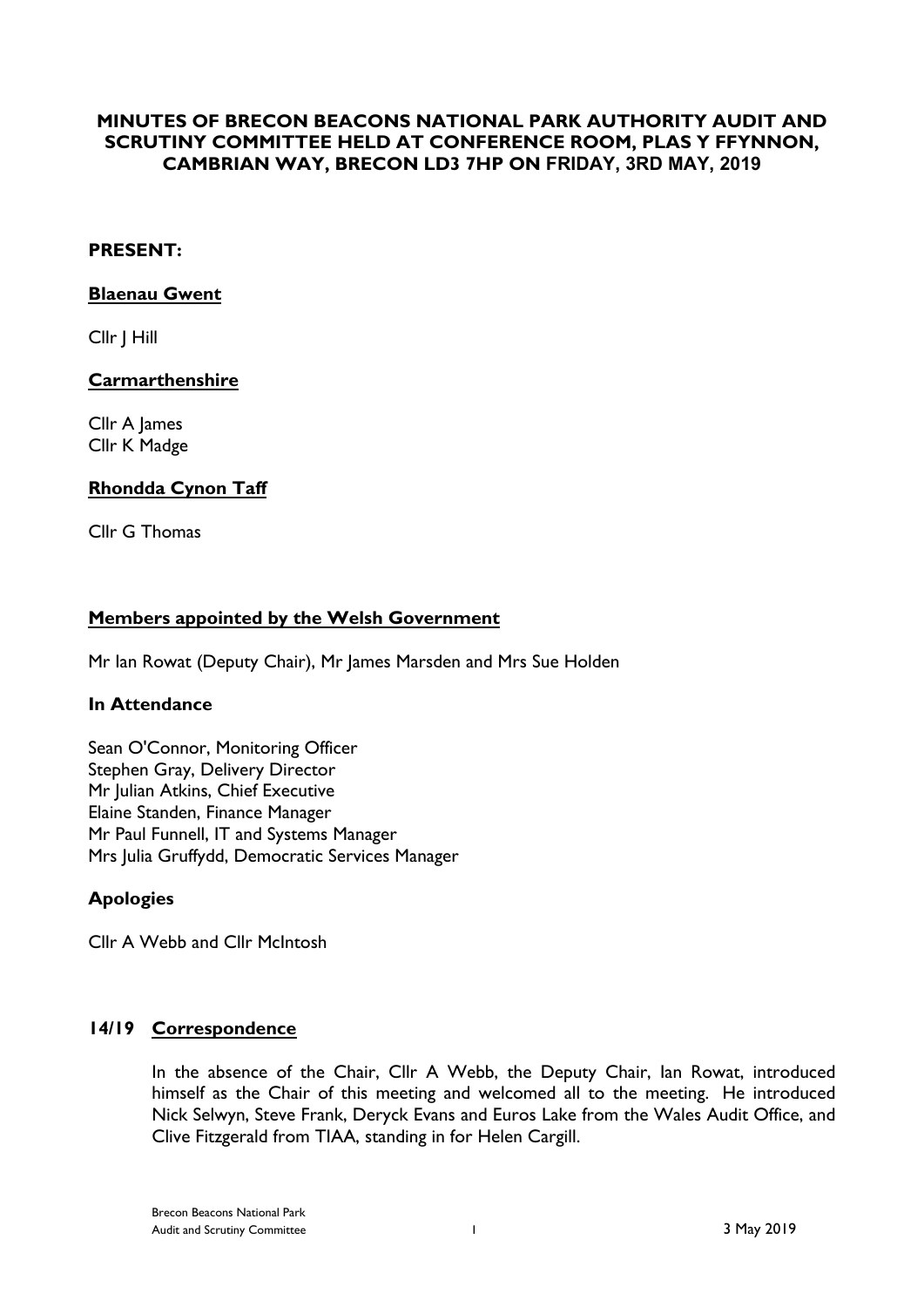# MINUTES OF BRECON BEACONS NATIONAL PARK AUTHORITY AUDIT AND SCRUTINY COMMITTEE HELD AT CONFERENCE ROOM, PLAS Y FFYNNON, CAMBRIAN WAY, BRECON LD3 7HP ON FRIDAY, 3RD MAY, 2019

**PRESENT:**

**Blaenau Gwent**

Cllr J Hill

**Carmarthenshire**

Cllr A James
Cllr K Madge

**Rhondda Cynon Taff**

Cllr G Thomas

**Members appointed by the Welsh Government**

Mr Ian Rowat (Deputy Chair), Mr James Marsden and Mrs Sue Holden

**In Attendance**

Sean O'Connor, Monitoring Officer
Stephen Gray, Delivery Director
Mr Julian Atkins, Chief Executive
Elaine Standen, Finance Manager
Mr Paul Funnell, IT and Systems Manager
Mrs Julia Gruffydd, Democratic Services Manager

**Apologies**

Cllr A Webb and Cllr McIntosh

## 14/19 Correspondence

In the absence of the Chair, Cllr A Webb, the Deputy Chair, Ian Rowat, introduced himself as the Chair of this meeting and welcomed all to the meeting. He introduced Nick Selwyn, Steve Frank, Deryck Evans and Euros Lake from the Wales Audit Office, and Clive Fitzgerald from TIAA, standing in for Helen Cargill.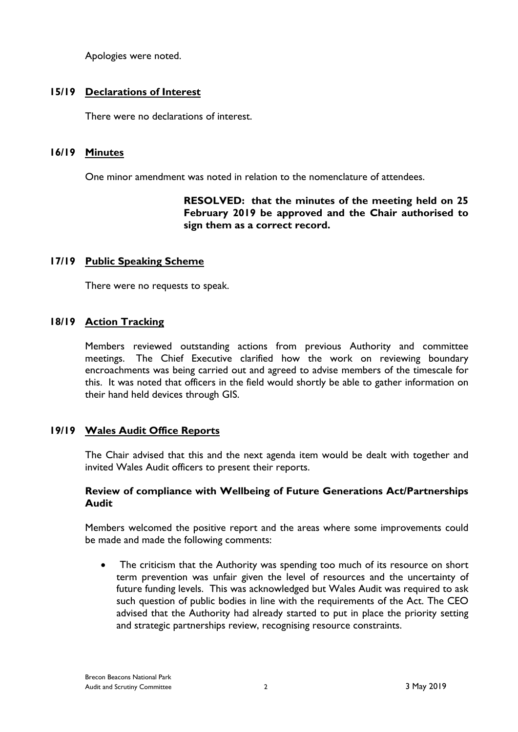Apologies were noted.

## 15/19 Declarations of Interest

There were no declarations of interest.

## 16/19 Minutes

One minor amendment was noted in relation to the nomenclature of attendees.

**RESOLVED: that the minutes of the meeting held on 25 February 2019 be approved and the Chair authorised to sign them as a correct record.**

## 17/19 Public Speaking Scheme

There were no requests to speak.

## 18/19 Action Tracking

Members reviewed outstanding actions from previous Authority and committee meetings. The Chief Executive clarified how the work on reviewing boundary encroachments was being carried out and agreed to advise members of the timescale for this. It was noted that officers in the field would shortly be able to gather information on their hand held devices through GIS.

## 19/19 Wales Audit Office Reports

The Chair advised that this and the next agenda item would be dealt with together and invited Wales Audit officers to present their reports.

### Review of compliance with Wellbeing of Future Generations Act/Partnerships Audit

Members welcomed the positive report and the areas where some improvements could be made and made the following comments:

- The criticism that the Authority was spending too much of its resource on short term prevention was unfair given the level of resources and the uncertainty of future funding levels. This was acknowledged but Wales Audit was required to ask such question of public bodies in line with the requirements of the Act. The CEO advised that the Authority had already started to put in place the priority setting and strategic partnerships review, recognising resource constraints.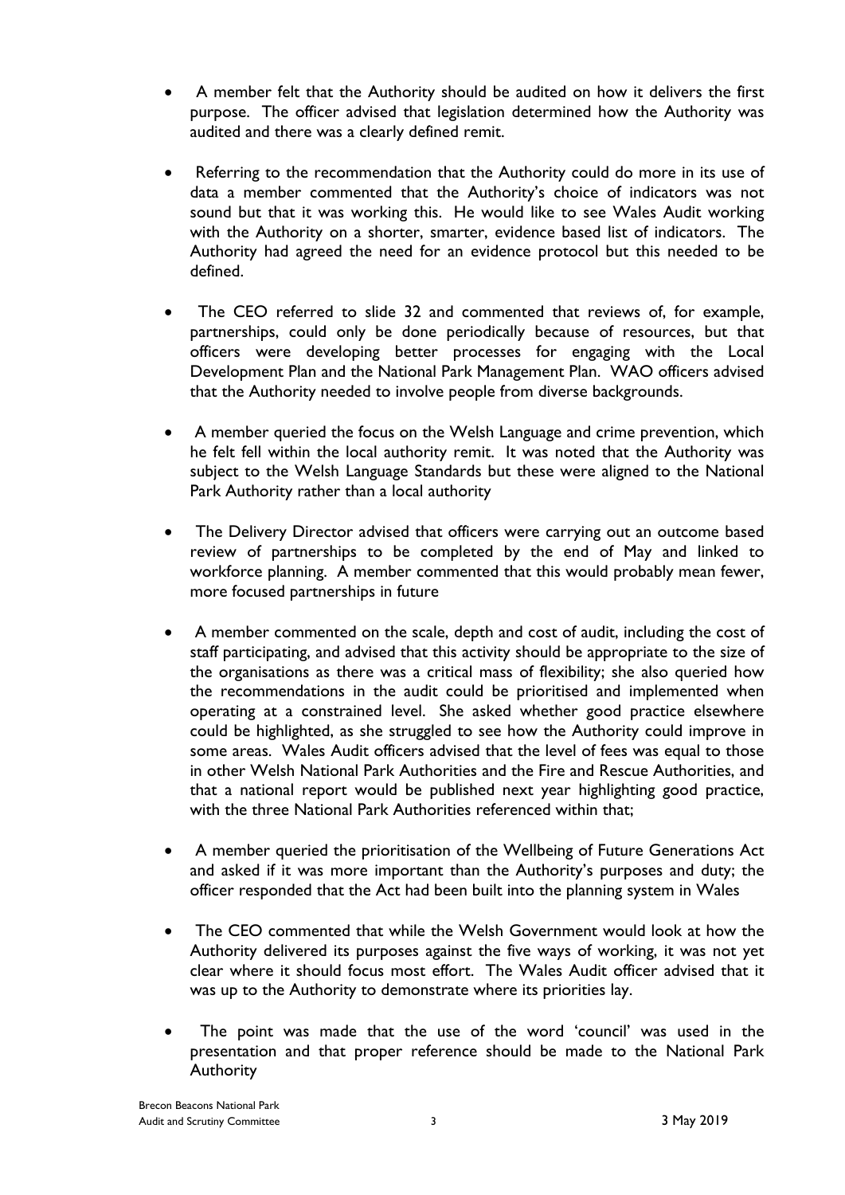- A member felt that the Authority should be audited on how it delivers the first purpose. The officer advised that legislation determined how the Authority was audited and there was a clearly defined remit.

- Referring to the recommendation that the Authority could do more in its use of data a member commented that the Authority's choice of indicators was not sound but that it was working this. He would like to see Wales Audit working with the Authority on a shorter, smarter, evidence based list of indicators. The Authority had agreed the need for an evidence protocol but this needed to be defined.

- The CEO referred to slide 32 and commented that reviews of, for example, partnerships, could only be done periodically because of resources, but that officers were developing better processes for engaging with the Local Development Plan and the National Park Management Plan. WAO officers advised that the Authority needed to involve people from diverse backgrounds.

- A member queried the focus on the Welsh Language and crime prevention, which he felt fell within the local authority remit. It was noted that the Authority was subject to the Welsh Language Standards but these were aligned to the National Park Authority rather than a local authority

- The Delivery Director advised that officers were carrying out an outcome based review of partnerships to be completed by the end of May and linked to workforce planning. A member commented that this would probably mean fewer, more focused partnerships in future

- A member commented on the scale, depth and cost of audit, including the cost of staff participating, and advised that this activity should be appropriate to the size of the organisations as there was a critical mass of flexibility; she also queried how the recommendations in the audit could be prioritised and implemented when operating at a constrained level. She asked whether good practice elsewhere could be highlighted, as she struggled to see how the Authority could improve in some areas. Wales Audit officers advised that the level of fees was equal to those in other Welsh National Park Authorities and the Fire and Rescue Authorities, and that a national report would be published next year highlighting good practice, with the three National Park Authorities referenced within that;

- A member queried the prioritisation of the Wellbeing of Future Generations Act and asked if it was more important than the Authority's purposes and duty; the officer responded that the Act had been built into the planning system in Wales

- The CEO commented that while the Welsh Government would look at how the Authority delivered its purposes against the five ways of working, it was not yet clear where it should focus most effort. The Wales Audit officer advised that it was up to the Authority to demonstrate where its priorities lay.

- The point was made that the use of the word 'council' was used in the presentation and that proper reference should be made to the National Park Authority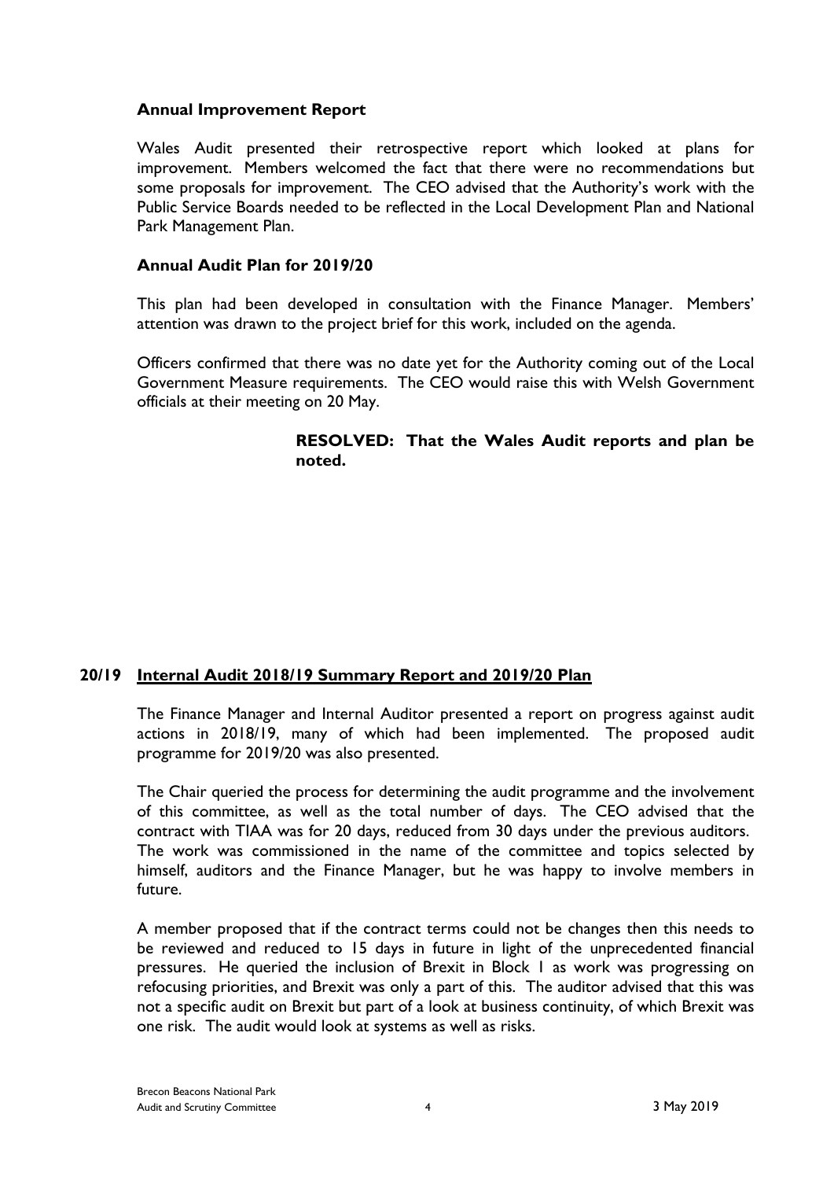**Annual Improvement Report**

Wales Audit presented their retrospective report which looked at plans for improvement. Members welcomed the fact that there were no recommendations but some proposals for improvement. The CEO advised that the Authority's work with the Public Service Boards needed to be reflected in the Local Development Plan and National Park Management Plan.

**Annual Audit Plan for 2019/20**

This plan had been developed in consultation with the Finance Manager. Members' attention was drawn to the project brief for this work, included on the agenda.

Officers confirmed that there was no date yet for the Authority coming out of the Local Government Measure requirements. The CEO would raise this with Welsh Government officials at their meeting on 20 May.

**RESOLVED: That the Wales Audit reports and plan be noted.**

## 20/19 Internal Audit 2018/19 Summary Report and 2019/20 Plan

The Finance Manager and Internal Auditor presented a report on progress against audit actions in 2018/19, many of which had been implemented. The proposed audit programme for 2019/20 was also presented.

The Chair queried the process for determining the audit programme and the involvement of this committee, as well as the total number of days. The CEO advised that the contract with TIAA was for 20 days, reduced from 30 days under the previous auditors. The work was commissioned in the name of the committee and topics selected by himself, auditors and the Finance Manager, but he was happy to involve members in future.

A member proposed that if the contract terms could not be changes then this needs to be reviewed and reduced to 15 days in future in light of the unprecedented financial pressures. He queried the inclusion of Brexit in Block 1 as work was progressing on refocusing priorities, and Brexit was only a part of this. The auditor advised that this was not a specific audit on Brexit but part of a look at business continuity, of which Brexit was one risk. The audit would look at systems as well as risks.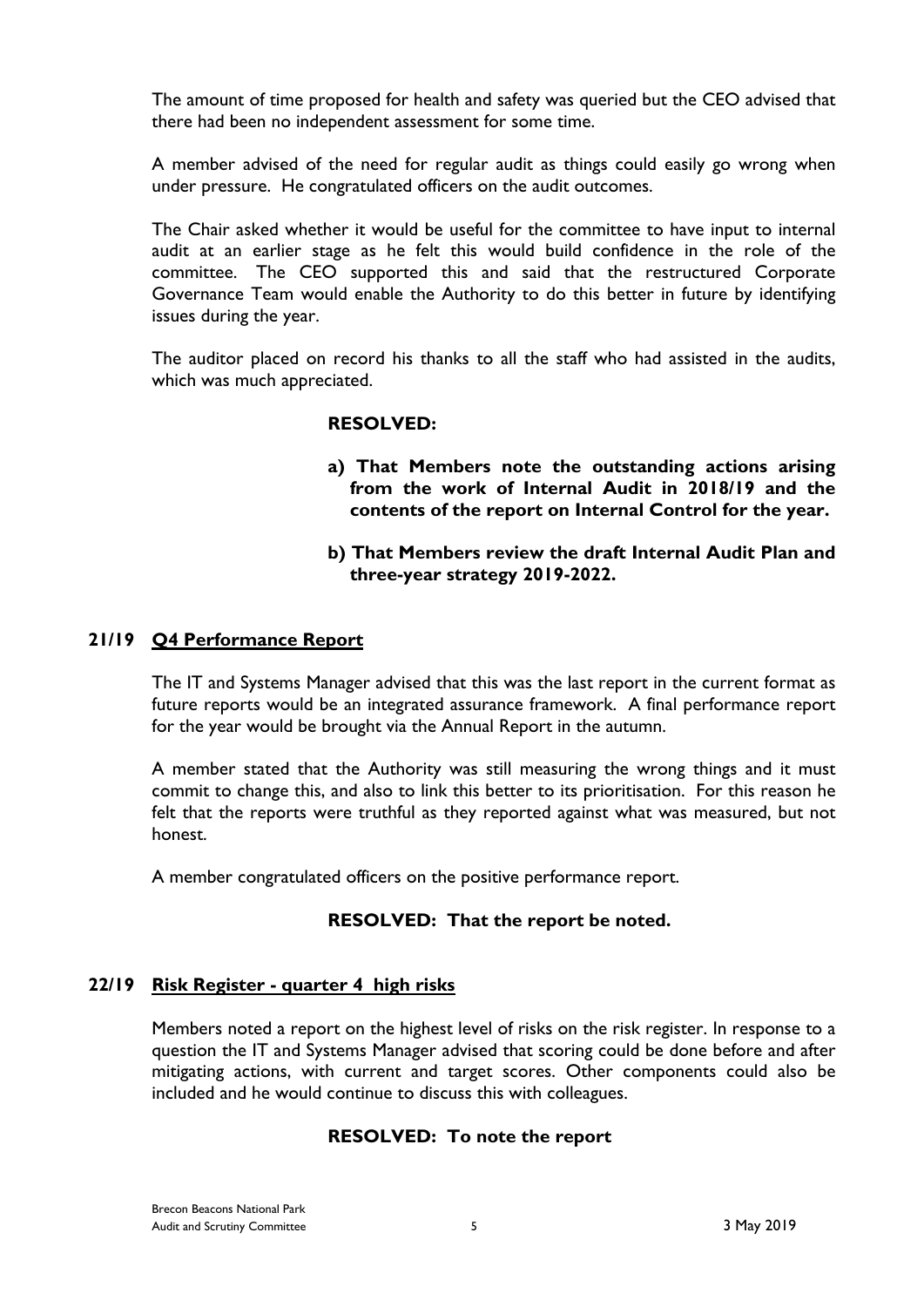The amount of time proposed for health and safety was queried but the CEO advised that there had been no independent assessment for some time.

A member advised of the need for regular audit as things could easily go wrong when under pressure. He congratulated officers on the audit outcomes.

The Chair asked whether it would be useful for the committee to have input to internal audit at an earlier stage as he felt this would build confidence in the role of the committee. The CEO supported this and said that the restructured Corporate Governance Team would enable the Authority to do this better in future by identifying issues during the year.

The auditor placed on record his thanks to all the staff who had assisted in the audits, which was much appreciated.

**RESOLVED:**

**a) That Members note the outstanding actions arising from the work of Internal Audit in 2018/19 and the contents of the report on Internal Control for the year.**

**b) That Members review the draft Internal Audit Plan and three-year strategy 2019-2022.**

## 21/19 Q4 Performance Report

The IT and Systems Manager advised that this was the last report in the current format as future reports would be an integrated assurance framework. A final performance report for the year would be brought via the Annual Report in the autumn.

A member stated that the Authority was still measuring the wrong things and it must commit to change this, and also to link this better to its prioritisation. For this reason he felt that the reports were truthful as they reported against what was measured, but not honest.

A member congratulated officers on the positive performance report.

**RESOLVED: That the report be noted.**

## 22/19 Risk Register - quarter 4 high risks

Members noted a report on the highest level of risks on the risk register. In response to a question the IT and Systems Manager advised that scoring could be done before and after mitigating actions, with current and target scores. Other components could also be included and he would continue to discuss this with colleagues.

**RESOLVED: To note the report**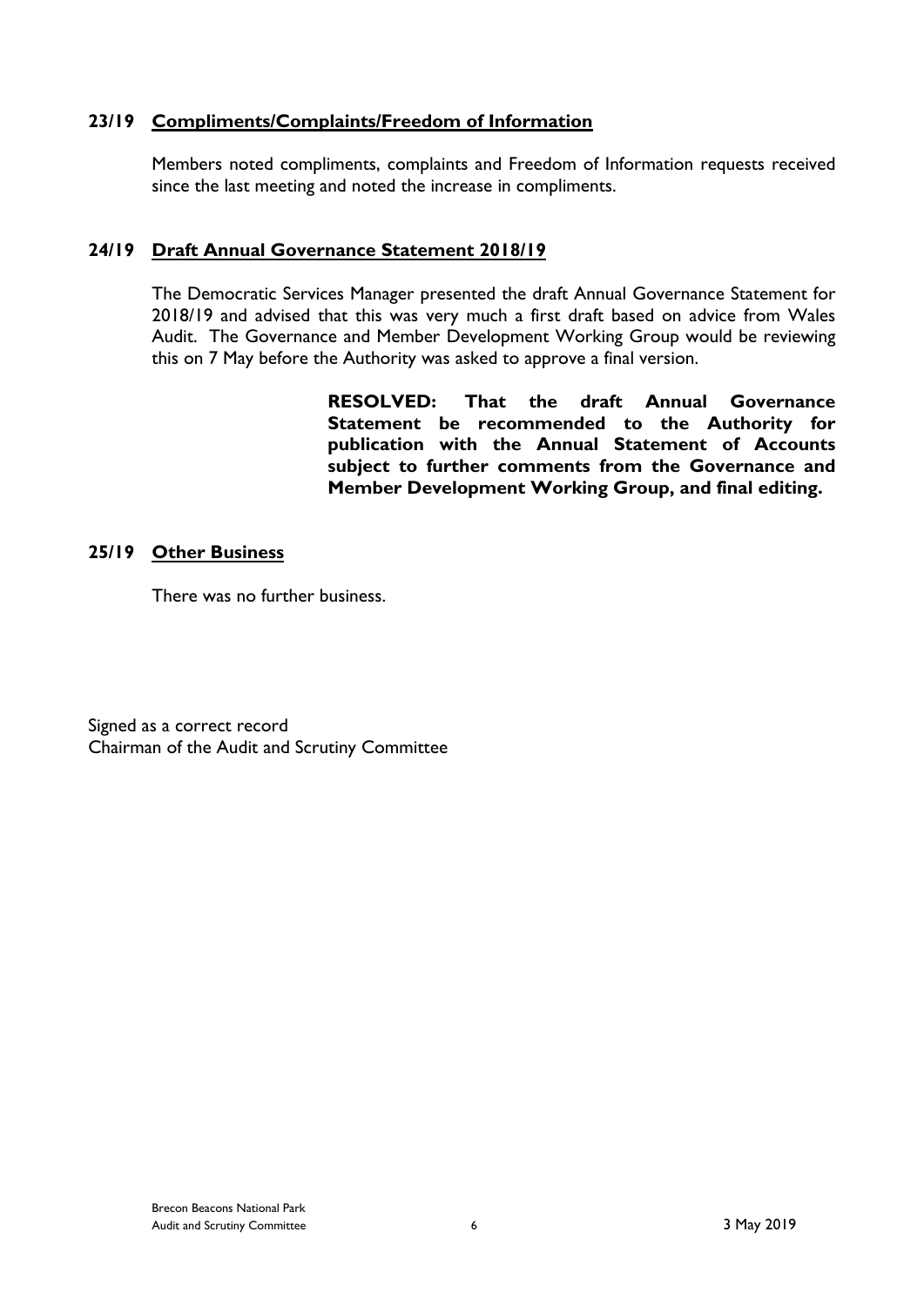**23/19 Compliments/Complaints/Freedom of Information**

Members noted compliments, complaints and Freedom of Information requests received since the last meeting and noted the increase in compliments.

**24/19 Draft Annual Governance Statement 2018/19**

The Democratic Services Manager presented the draft Annual Governance Statement for 2018/19 and advised that this was very much a first draft based on advice from Wales Audit. The Governance and Member Development Working Group would be reviewing this on 7 May before the Authority was asked to approve a final version.

**RESOLVED: That the draft Annual Governance Statement be recommended to the Authority for publication with the Annual Statement of Accounts subject to further comments from the Governance and Member Development Working Group, and final editing.**

**25/19 Other Business**

There was no further business.

Signed as a correct record
Chairman of the Audit and Scrutiny Committee